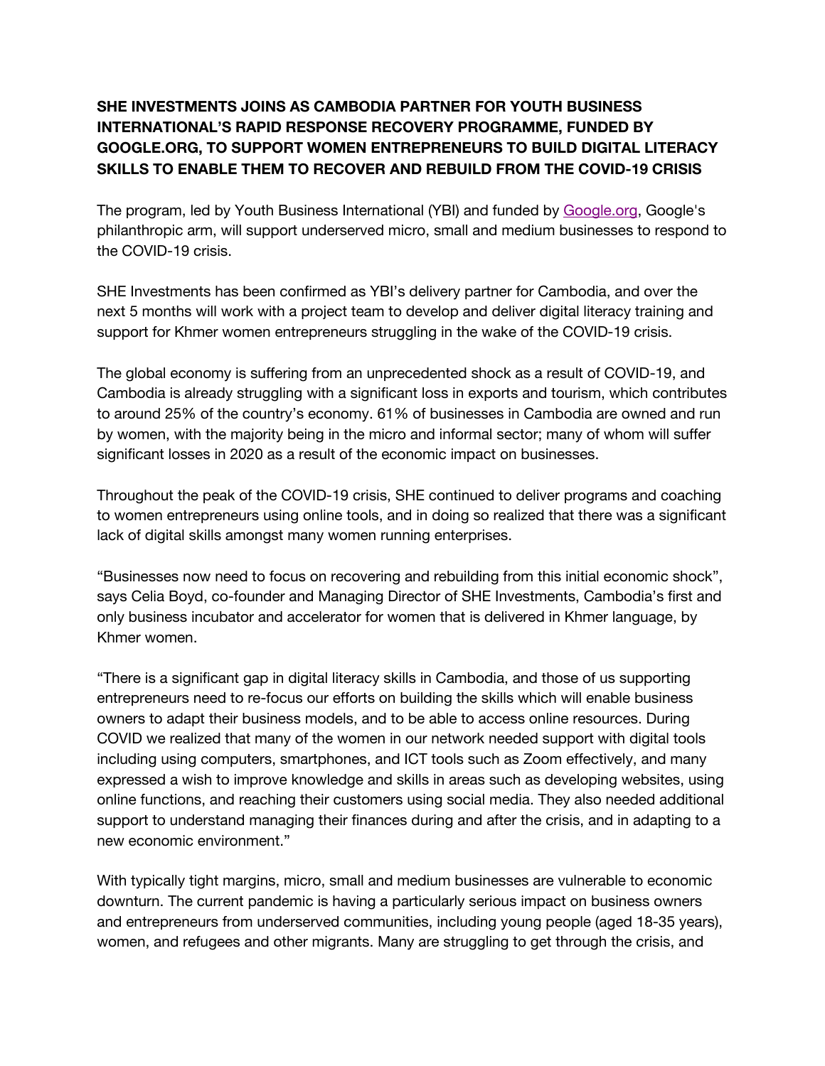**SHE INVESTMENTS JOINS AS CAMBODIA PARTNER FOR YOUTH BUSINESS INTERNATIONAL'S RAPID RESPONSE RECOVERY PROGRAMME, FUNDED BY GOOGLE.ORG, TO SUPPORT WOMEN ENTREPRENEURS TO BUILD DIGITAL LITERACY SKILLS TO ENABLE THEM TO RECOVER AND REBUILD FROM THE COVID-19 CRISIS**

The program, led by Youth Business International (YBI) and funded by Google.org, Google's philanthropic arm, will support underserved micro, small and medium businesses to respond to the COVID-19 crisis.

SHE Investments has been confirmed as YBI's delivery partner for Cambodia, and over the next 5 months will work with a project team to develop and deliver digital literacy training and support for Khmer women entrepreneurs struggling in the wake of the COVID-19 crisis.

The global economy is suffering from an unprecedented shock as a result of COVID-19, and Cambodia is already struggling with a significant loss in exports and tourism, which contributes to around 25% of the country's economy. 61% of businesses in Cambodia are owned and run by women, with the majority being in the micro and informal sector; many of whom will suffer significant losses in 2020 as a result of the economic impact on businesses.

Throughout the peak of the COVID-19 crisis, SHE continued to deliver programs and coaching to women entrepreneurs using online tools, and in doing so realized that there was a significant lack of digital skills amongst many women running enterprises.

"Businesses now need to focus on recovering and rebuilding from this initial economic shock", says Celia Boyd, co-founder and Managing Director of SHE Investments, Cambodia's first and only business incubator and accelerator for women that is delivered in Khmer language, by Khmer women.

"There is a significant gap in digital literacy skills in Cambodia, and those of us supporting entrepreneurs need to re-focus our efforts on building the skills which will enable business owners to adapt their business models, and to be able to access online resources. During COVID we realized that many of the women in our network needed support with digital tools including using computers, smartphones, and ICT tools such as Zoom effectively, and many expressed a wish to improve knowledge and skills in areas such as developing websites, using online functions, and reaching their customers using social media. They also needed additional support to understand managing their finances during and after the crisis, and in adapting to a new economic environment."

With typically tight margins, micro, small and medium businesses are vulnerable to economic downturn. The current pandemic is having a particularly serious impact on business owners and entrepreneurs from underserved communities, including young people (aged 18-35 years), women, and refugees and other migrants. Many are struggling to get through the crisis, and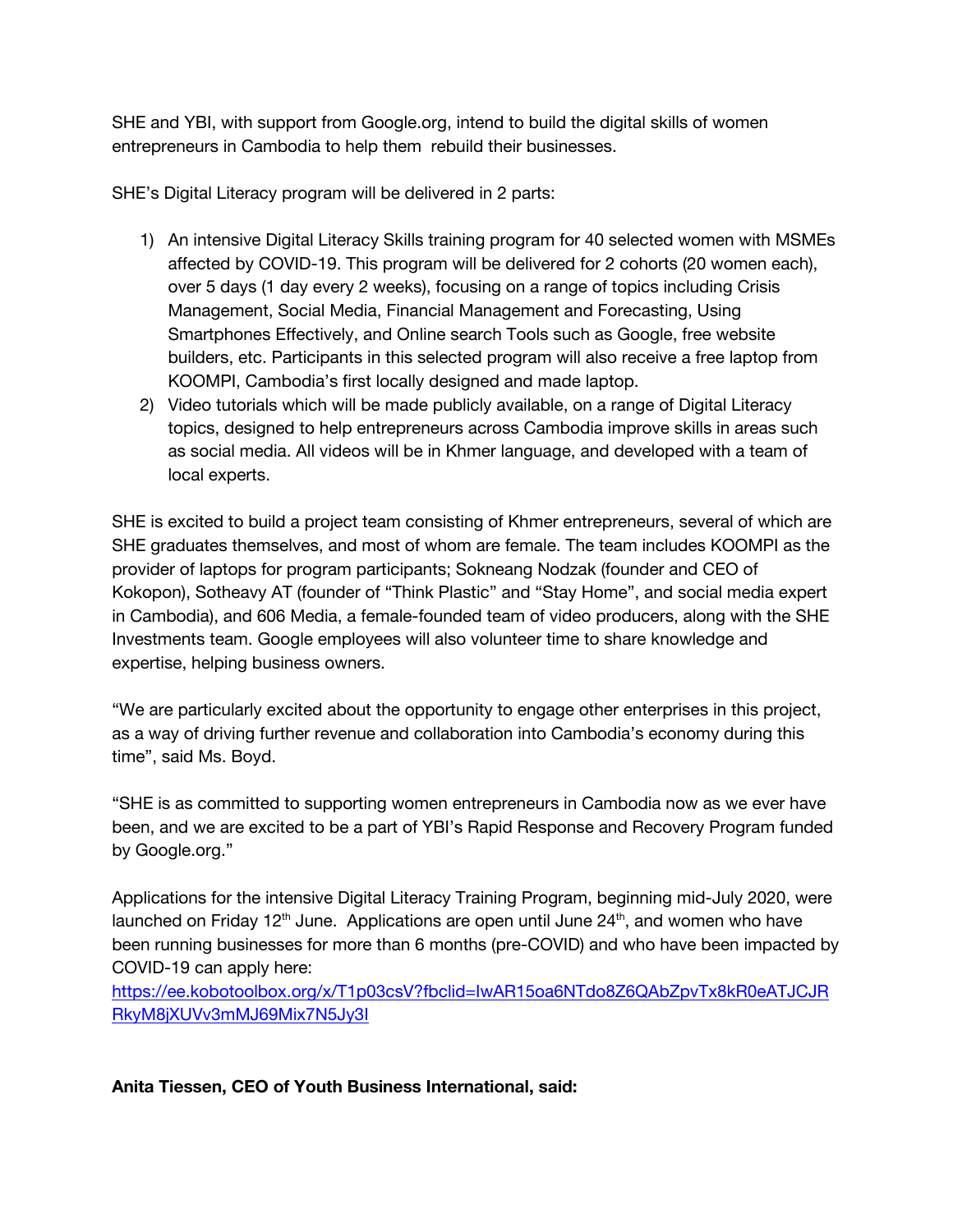SHE and YBI, with support from Google.org, intend to build the digital skills of women entrepreneurs in Cambodia to help them rebuild their businesses.

SHE's Digital Literacy program will be delivered in 2 parts:

1) An intensive Digital Literacy Skills training program for 40 selected women with MSMEs affected by COVID-19. This program will be delivered for 2 cohorts (20 women each), over 5 days (1 day every 2 weeks), focusing on a range of topics including Crisis Management, Social Media, Financial Management and Forecasting, Using Smartphones Effectively, and Online search Tools such as Google, free website builders, etc. Participants in this selected program will also receive a free laptop from KOOMPI, Cambodia's first locally designed and made laptop.
2) Video tutorials which will be made publicly available, on a range of Digital Literacy topics, designed to help entrepreneurs across Cambodia improve skills in areas such as social media. All videos will be in Khmer language, and developed with a team of local experts.

SHE is excited to build a project team consisting of Khmer entrepreneurs, several of which are SHE graduates themselves, and most of whom are female. The team includes KOOMPI as the provider of laptops for program participants; Sokneang Nodzak (founder and CEO of Kokopon), Sotheavy AT (founder of "Think Plastic" and "Stay Home", and social media expert in Cambodia), and 606 Media, a female-founded team of video producers, along with the SHE Investments team. Google employees will also volunteer time to share knowledge and expertise, helping business owners.

"We are particularly excited about the opportunity to engage other enterprises in this project, as a way of driving further revenue and collaboration into Cambodia's economy during this time", said Ms. Boyd.

"SHE is as committed to supporting women entrepreneurs in Cambodia now as we ever have been, and we are excited to be a part of YBI's Rapid Response and Recovery Program funded by Google.org."

Applications for the intensive Digital Literacy Training Program, beginning mid-July 2020, were launched on Friday 12th June. Applications are open until June 24th, and women who have been running businesses for more than 6 months (pre-COVID) and who have been impacted by COVID-19 can apply here:
https://ee.kobotoolbox.org/x/T1p03csV?fbclid=IwAR15oa6NTdo8Z6QAbZpvTx8kR0eATJCJRRkyM8jXUVv3mMJ69Mix7N5Jy3I

**Anita Tiessen, CEO of Youth Business International, said:**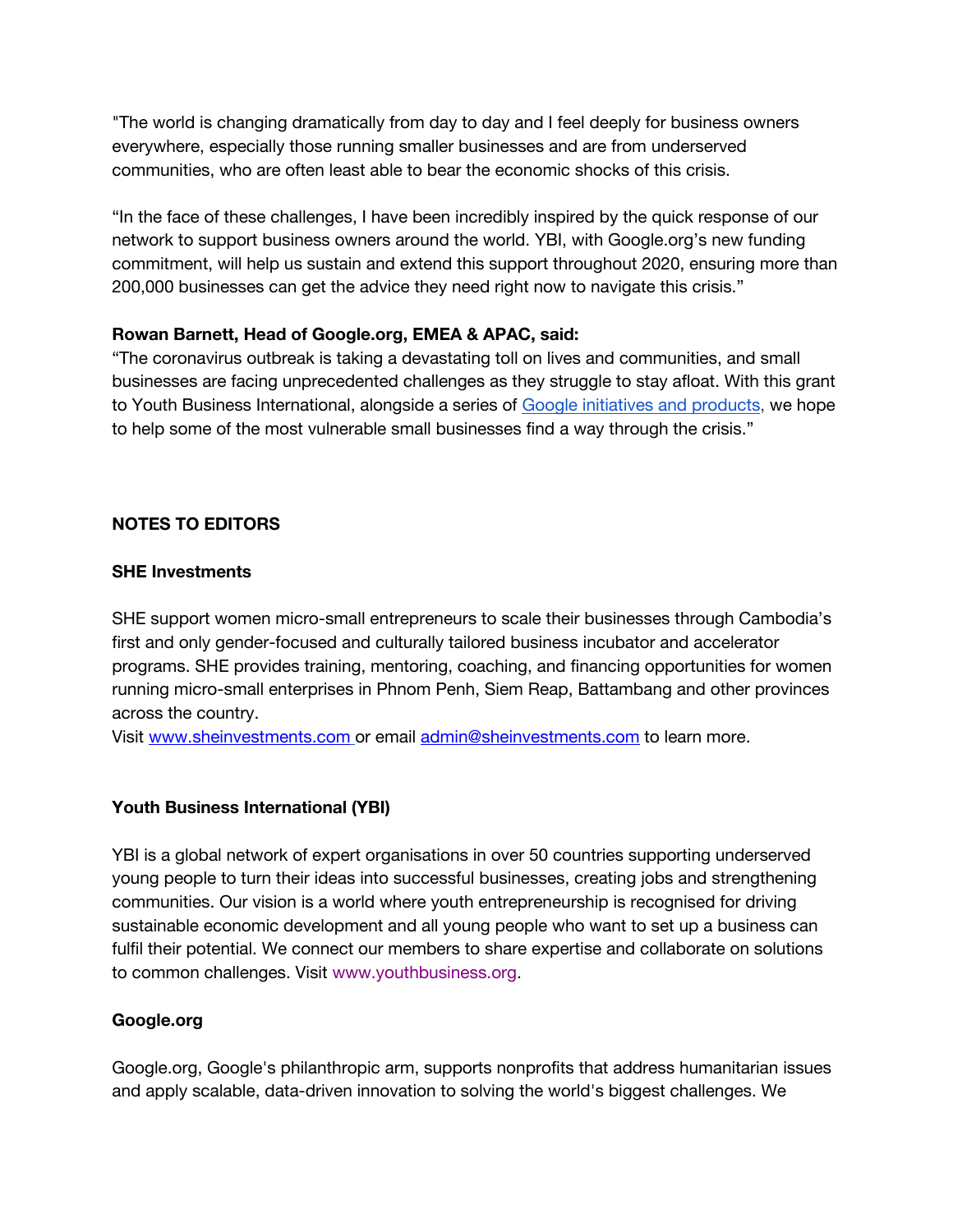"The world is changing dramatically from day to day and I feel deeply for business owners everywhere, especially those running smaller businesses and are from underserved communities, who are often least able to bear the economic shocks of this crisis.

“In the face of these challenges, I have been incredibly inspired by the quick response of our network to support business owners around the world. YBI, with Google.org’s new funding commitment, will help us sustain and extend this support throughout 2020, ensuring more than 200,000 businesses can get the advice they need right now to navigate this crisis.”

**Rowan Barnett, Head of Google.org, EMEA & APAC, said:**
“The coronavirus outbreak is taking a devastating toll on lives and communities, and small businesses are facing unprecedented challenges as they struggle to stay afloat. With this grant to Youth Business International, alongside a series of Google initiatives and products, we hope to help some of the most vulnerable small businesses find a way through the crisis.”

**NOTES TO EDITORS**

**SHE Investments**

SHE support women micro-small entrepreneurs to scale their businesses through Cambodia’s first and only gender-focused and culturally tailored business incubator and accelerator programs. SHE provides training, mentoring, coaching, and financing opportunities for women running micro-small enterprises in Phnom Penh, Siem Reap, Battambang and other provinces across the country.
Visit www.sheinvestments.com or email admin@sheinvestments.com to learn more.

**Youth Business International (YBI)**

YBI is a global network of expert organisations in over 50 countries supporting underserved young people to turn their ideas into successful businesses, creating jobs and strengthening communities. Our vision is a world where youth entrepreneurship is recognised for driving sustainable economic development and all young people who want to set up a business can fulfil their potential. We connect our members to share expertise and collaborate on solutions to common challenges. Visit www.youthbusiness.org.

**Google.org**

Google.org, Google's philanthropic arm, supports nonprofits that address humanitarian issues and apply scalable, data-driven innovation to solving the world's biggest challenges. We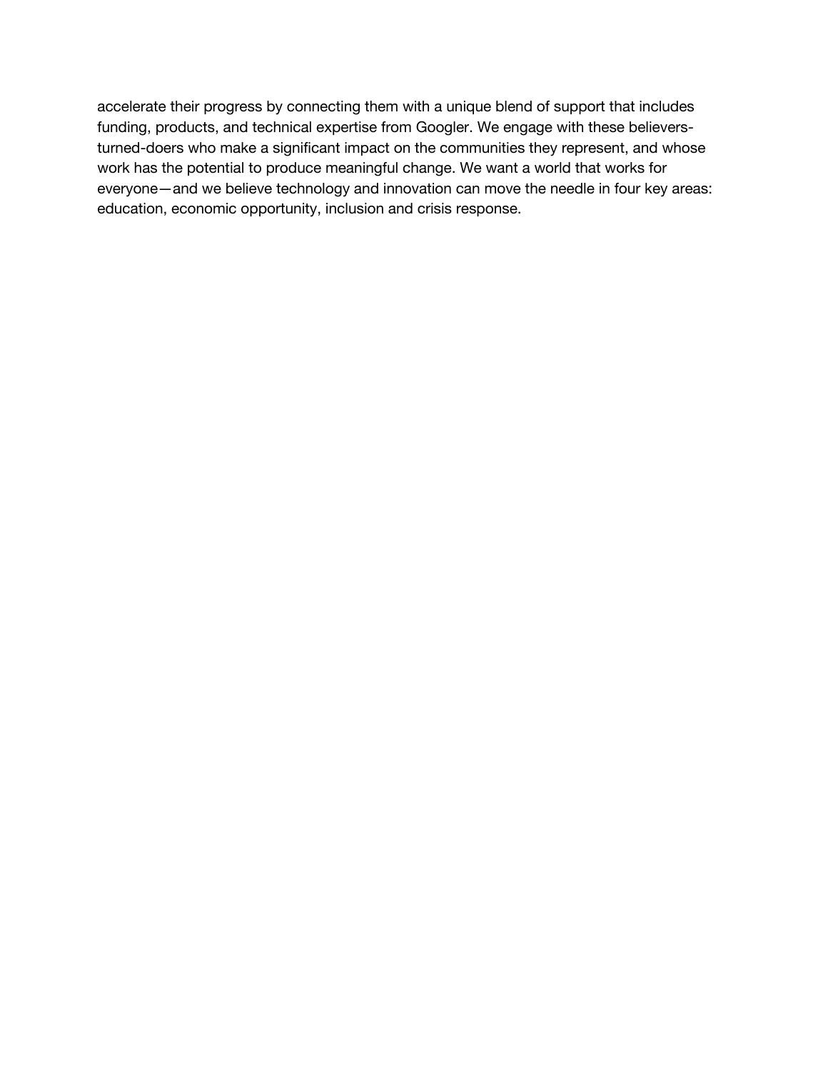accelerate their progress by connecting them with a unique blend of support that includes funding, products, and technical expertise from Googler. We engage with these believers-turned-doers who make a significant impact on the communities they represent, and whose work has the potential to produce meaningful change. We want a world that works for everyone—and we believe technology and innovation can move the needle in four key areas: education, economic opportunity, inclusion and crisis response.